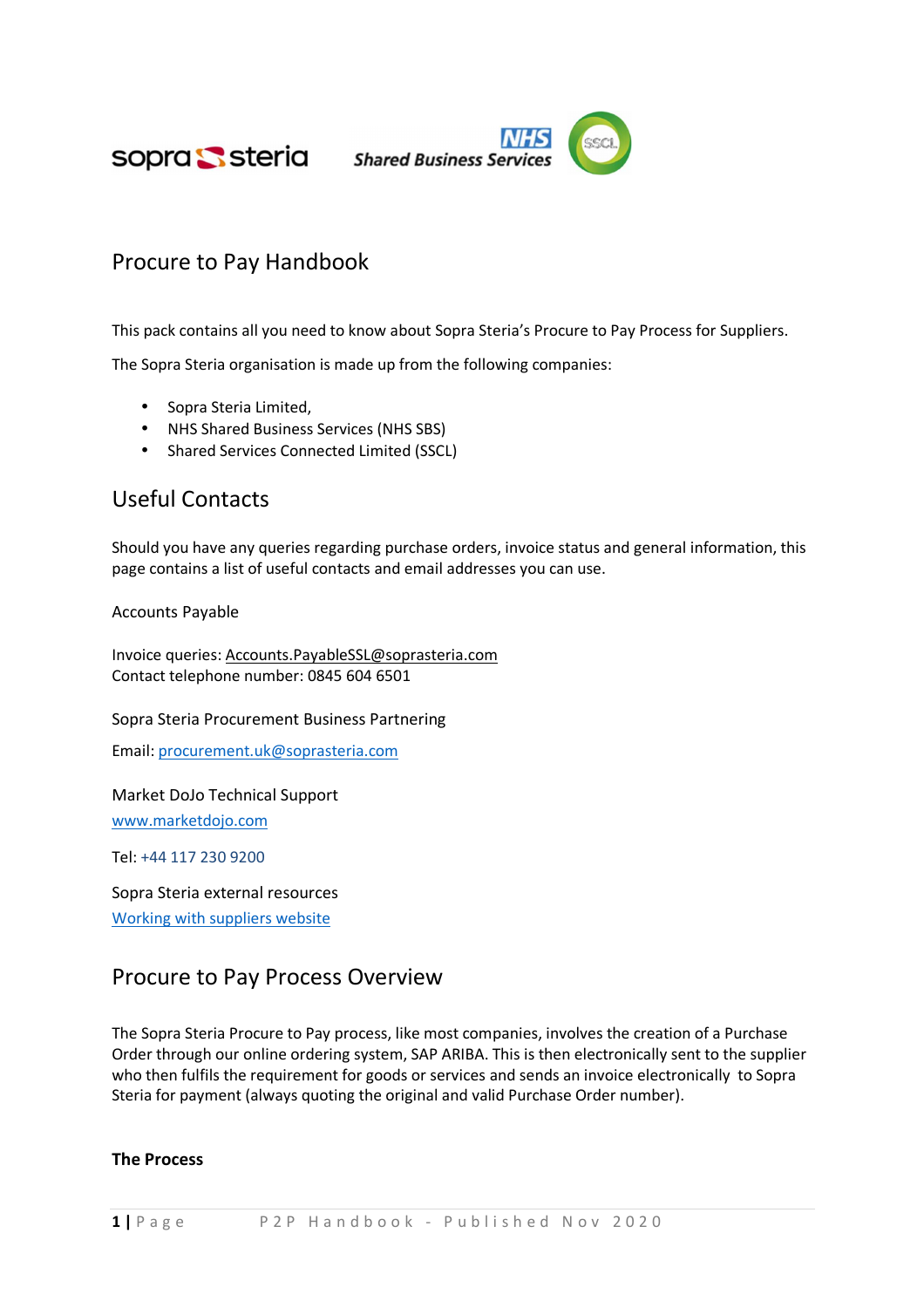# Procure to Pay Handbook

This pack contains all you need to know about Sopra Steria's Procure to Pay Process for Suppliers.

The Sopra Steria organisation is made up from the following companies:

- Sopra Steria Limited,
- NHS Shared Business Services (NHS SBS)
- Shared Services Connected Limited (SSCL)

## Useful Contacts

Should you have any queries regarding purchase orders, invoice status and general information, this page contains a list of useful contacts and email addresses you can use.

Accounts Payable

Invoice queries: Accounts.PayableSSL@soprasteria.com
Contact telephone number: 0845 604 6501

Sopra Steria Procurement Business Partnering

Email: procurement.uk@soprasteria.com

Market DoJo Technical Support
www.marketdojo.com

Tel: +44 117 230 9200

Sopra Steria external resources
Working with suppliers website

## Procure to Pay Process Overview

The Sopra Steria Procure to Pay process, like most companies, involves the creation of a Purchase Order through our online ordering system, SAP ARIBA. This is then electronically sent to the supplier who then fulfils the requirement for goods or services and sends an invoice electronically to Sopra Steria for payment (always quoting the original and valid Purchase Order number).

**The Process**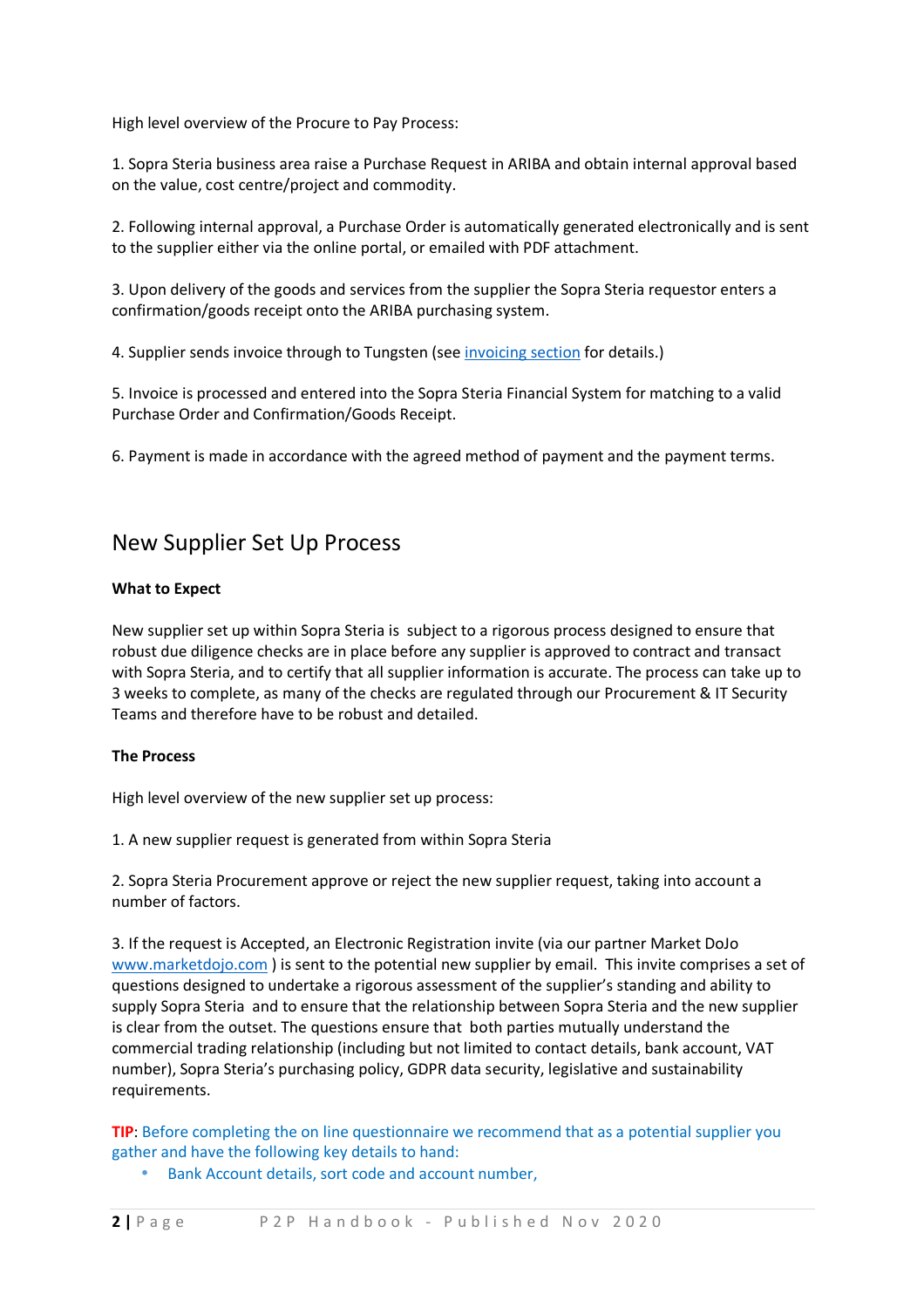High level overview of the Procure to Pay Process:

1. Sopra Steria business area raise a Purchase Request in ARIBA and obtain internal approval based on the value, cost centre/project and commodity.

2. Following internal approval, a Purchase Order is automatically generated electronically and is sent to the supplier either via the online portal, or emailed with PDF attachment.

3. Upon delivery of the goods and services from the supplier the Sopra Steria requestor enters a confirmation/goods receipt onto the ARIBA purchasing system.

4. Supplier sends invoice through to Tungsten (see invoicing section for details.)

5. Invoice is processed and entered into the Sopra Steria Financial System for matching to a valid Purchase Order and Confirmation/Goods Receipt.

6. Payment is made in accordance with the agreed method of payment and the payment terms.

## New Supplier Set Up Process

**What to Expect**

New supplier set up within Sopra Steria is subject to a rigorous process designed to ensure that robust due diligence checks are in place before any supplier is approved to contract and transact with Sopra Steria, and to certify that all supplier information is accurate. The process can take up to 3 weeks to complete, as many of the checks are regulated through our Procurement & IT Security Teams and therefore have to be robust and detailed.

**The Process**

High level overview of the new supplier set up process:

1. A new supplier request is generated from within Sopra Steria

2. Sopra Steria Procurement approve or reject the new supplier request, taking into account a number of factors.

3. If the request is Accepted, an Electronic Registration invite (via our partner Market DoJo www.marketdojo.com ) is sent to the potential new supplier by email. This invite comprises a set of questions designed to undertake a rigorous assessment of the supplier's standing and ability to supply Sopra Steria and to ensure that the relationship between Sopra Steria and the new supplier is clear from the outset. The questions ensure that both parties mutually understand the commercial trading relationship (including but not limited to contact details, bank account, VAT number), Sopra Steria's purchasing policy, GDPR data security, legislative and sustainability requirements.

**TIP**: Before completing the on line questionnaire we recommend that as a potential supplier you gather and have the following key details to hand:

- Bank Account details, sort code and account number,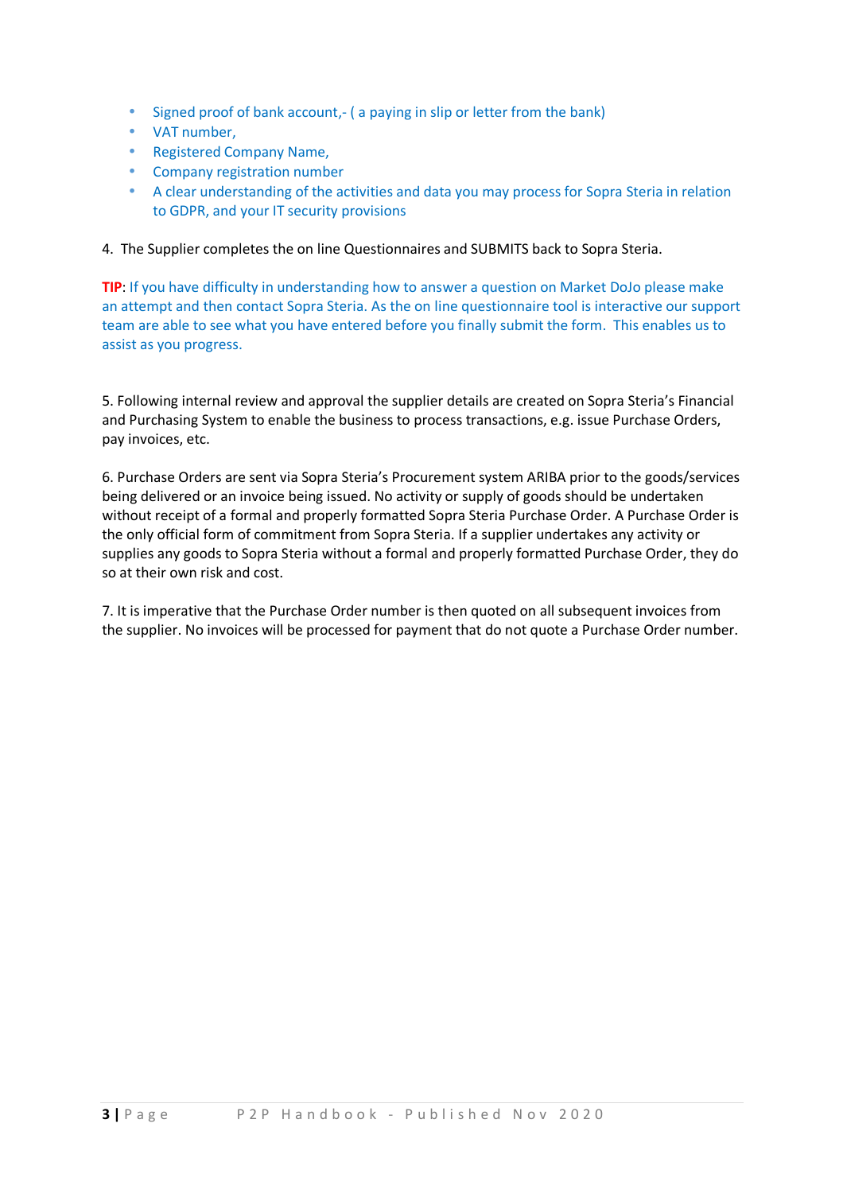- Signed proof of bank account,- ( a paying in slip or letter from the bank)
- VAT number,
- Registered Company Name,
- Company registration number
- A clear understanding of the activities and data you may process for Sopra Steria in relation to GDPR, and your IT security provisions

4. The Supplier completes the on line Questionnaires and SUBMITS back to Sopra Steria.

**TIP**: If you have difficulty in understanding how to answer a question on Market DoJo please make an attempt and then contact Sopra Steria. As the on line questionnaire tool is interactive our support team are able to see what you have entered before you finally submit the form. This enables us to assist as you progress.

5. Following internal review and approval the supplier details are created on Sopra Steria's Financial and Purchasing System to enable the business to process transactions, e.g. issue Purchase Orders, pay invoices, etc.

6. Purchase Orders are sent via Sopra Steria's Procurement system ARIBA prior to the goods/services being delivered or an invoice being issued. No activity or supply of goods should be undertaken without receipt of a formal and properly formatted Sopra Steria Purchase Order. A Purchase Order is the only official form of commitment from Sopra Steria. If a supplier undertakes any activity or supplies any goods to Sopra Steria without a formal and properly formatted Purchase Order, they do so at their own risk and cost.

7. It is imperative that the Purchase Order number is then quoted on all subsequent invoices from the supplier. No invoices will be processed for payment that do not quote a Purchase Order number.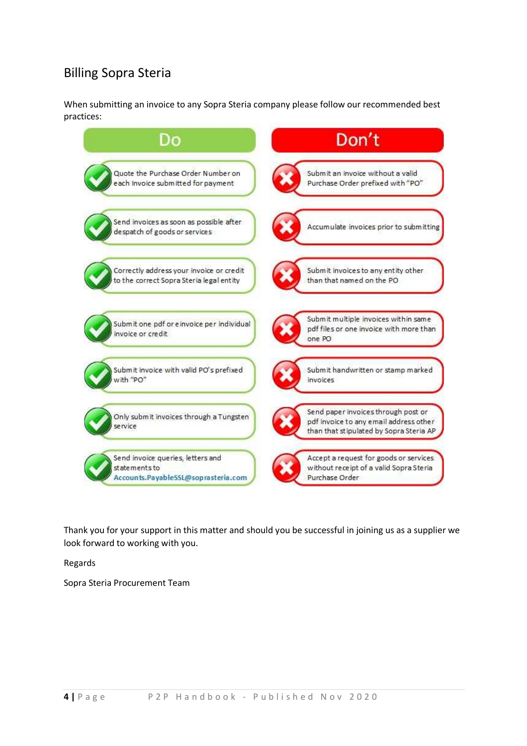## Billing Sopra Steria

When submitting an invoice to any Sopra Steria company please follow our recommended best practices:

| Do | Don't |
|---|---|
| Quote the Purchase Order Number on each Invoice submitted for payment | Submit an invoice without a valid Purchase Order prefixed with "PO" |
| Send invoices as soon as possible after despatch of goods or services | Accumulate invoices prior to submitting |
| Correctly address your invoice or credit to the correct Sopra Steria legal entity | Submit invoices to any entity other than that named on the PO |
| Submit one pdf or einvoice per individual invoice or credit | Submit multiple invoices within same pdf files or one invoice with more than one PO |
| Submit invoice with valid PO's prefixed with "PO" | Submit handwritten or stamp marked invoices |
| Only submit invoices through a Tungsten service | Send paper invoices through post or pdf invoice to any email address other than that stipulated by Sopra Steria AP |
| Send invoice queries, letters and statements to Accounts.PayableSSL@soprasteria.com | Accept a request for goods or services without receipt of a valid Sopra Steria Purchase Order |

Thank you for your support in this matter and should you be successful in joining us as a supplier we look forward to working with you.

Regards

Sopra Steria Procurement Team